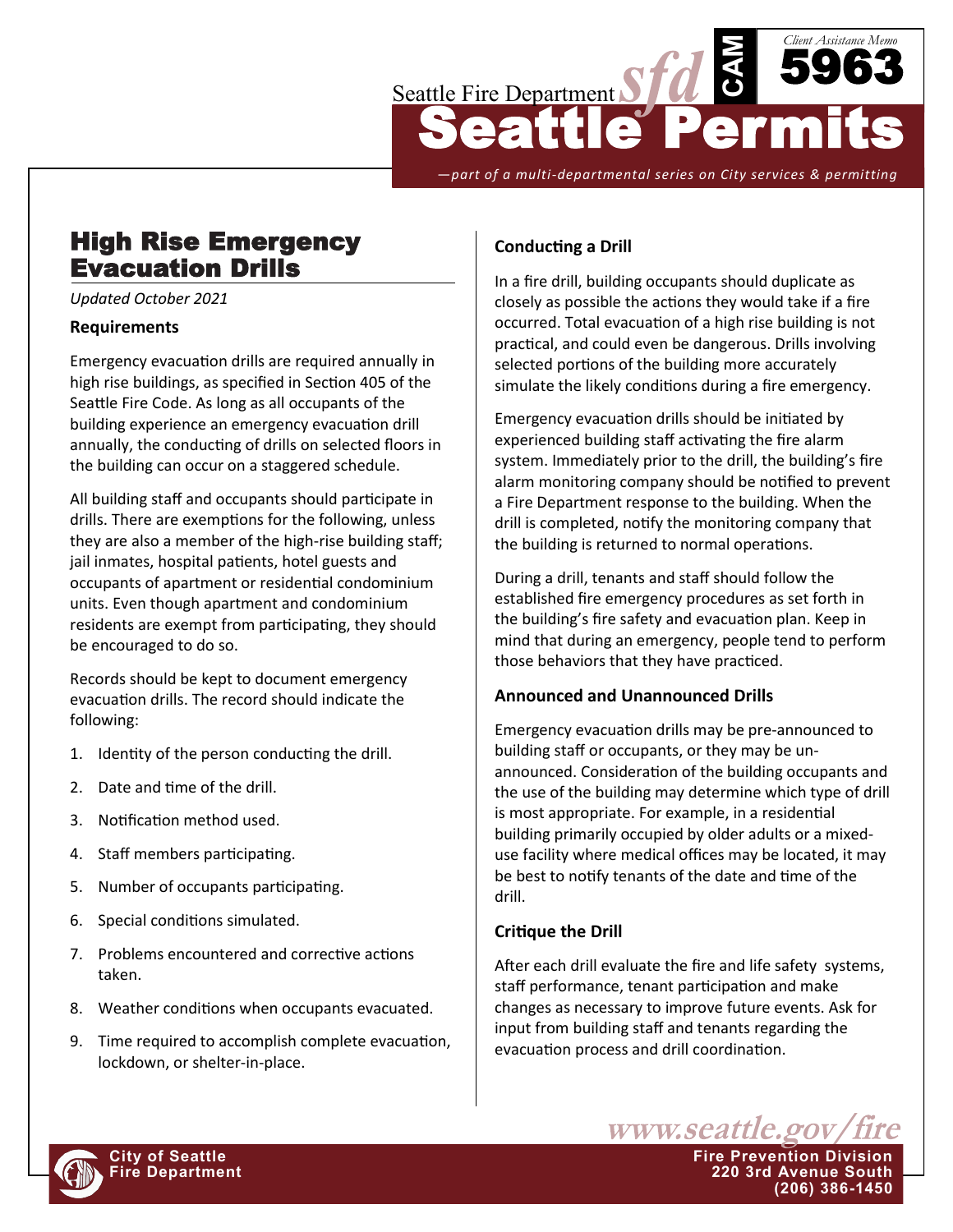Seattle Fire Department sfd CAM

Client Assistance Memo **5963**

# Seattle Permits

*—part of a multi-departmental series on City services & permitting*

## High Rise Emergency Evacuation Drills

*Updated October 2021*

### Requirements

Emergency evacuation drills are required annually in high rise buildings, as specified in Section 405 of the Seattle Fire Code. As long as all occupants of the building experience an emergency evacuation drill annually, the conducting of drills on selected floors in the building can occur on a staggered schedule.

All building staff and occupants should participate in drills. There are exemptions for the following, unless they are also a member of the high-rise building staff; jail inmates, hospital patients, hotel guests and occupants of apartment or residential condominium units. Even though apartment and condominium residents are exempt from participating, they should be encouraged to do so.

Records should be kept to document emergency evacuation drills. The record should indicate the following:

1. Identity of the person conducting the drill.
2. Date and time of the drill.
3. Notification method used.
4. Staff members participating.
5. Number of occupants participating.
6. Special conditions simulated.
7. Problems encountered and corrective actions taken.
8. Weather conditions when occupants evacuated.
9. Time required to accomplish complete evacuation, lockdown, or shelter-in-place.

### Conducting a Drill

In a fire drill, building occupants should duplicate as closely as possible the actions they would take if a fire occurred. Total evacuation of a high rise building is not practical, and could even be dangerous. Drills involving selected portions of the building more accurately simulate the likely conditions during a fire emergency.

Emergency evacuation drills should be initiated by experienced building staff activating the fire alarm system. Immediately prior to the drill, the building's fire alarm monitoring company should be notified to prevent a Fire Department response to the building. When the drill is completed, notify the monitoring company that the building is returned to normal operations.

During a drill, tenants and staff should follow the established fire emergency procedures as set forth in the building's fire safety and evacuation plan. Keep in mind that during an emergency, people tend to perform those behaviors that they have practiced.

### Announced and Unannounced Drills

Emergency evacuation drills may be pre-announced to building staff or occupants, or they may be unannounced. Consideration of the building occupants and the use of the building may determine which type of drill is most appropriate. For example, in a residential building primarily occupied by older adults or a mixed-use facility where medical offices may be located, it may be best to notify tenants of the date and time of the drill.

### Critique the Drill

After each drill evaluate the fire and life safety systems, staff performance, tenant participation and make changes as necessary to improve future events. Ask for input from building staff and tenants regarding the evacuation process and drill coordination.

www.seattle.gov/fire

City of Seattle
Fire Department

Fire Prevention Division
220 3rd Avenue South
(206) 386-1450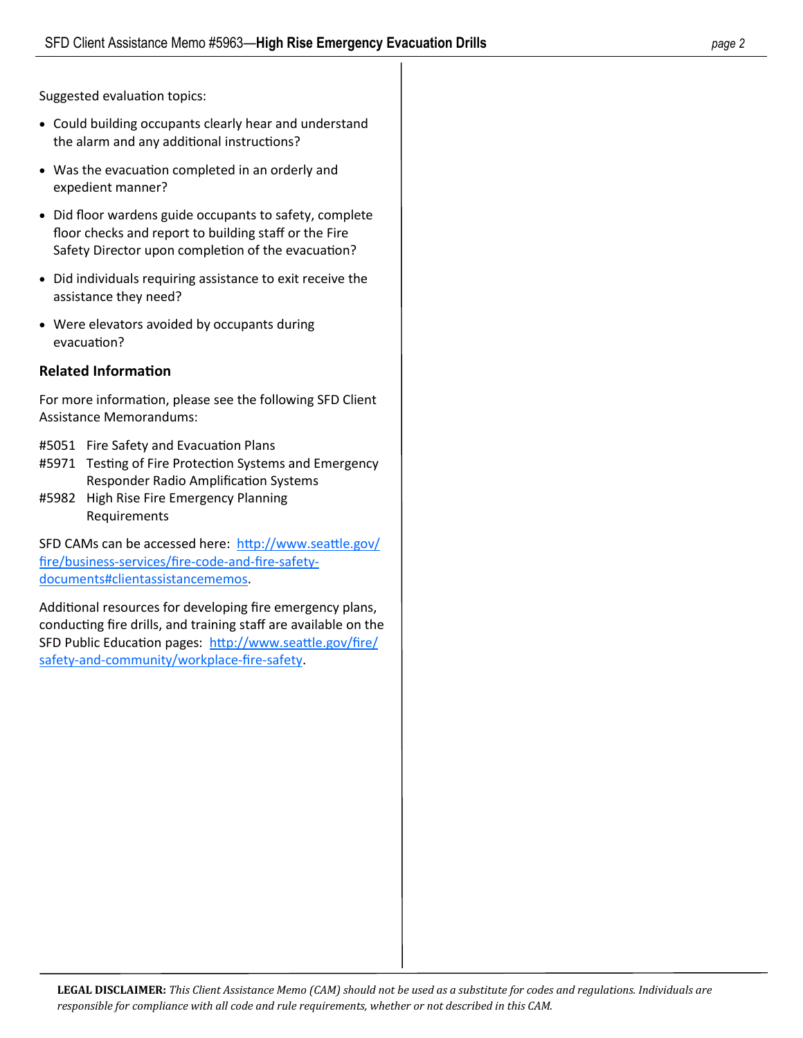Suggested evaluation topics:

- Could building occupants clearly hear and understand the alarm and any additional instructions?
- Was the evacuation completed in an orderly and expedient manner?
- Did floor wardens guide occupants to safety, complete floor checks and report to building staff or the Fire Safety Director upon completion of the evacuation?
- Did individuals requiring assistance to exit receive the assistance they need?
- Were elevators avoided by occupants during evacuation?

## Related Information

For more information, please see the following SFD Client Assistance Memorandums:

#5051 Fire Safety and Evacuation Plans
#5971 Testing of Fire Protection Systems and Emergency Responder Radio Amplification Systems
#5982 High Rise Fire Emergency Planning Requirements

SFD CAMs can be accessed here: [http://www.seattle.gov/fire/business-services/fire-code-and-fire-safety-documents#clientassistancememos](http://www.seattle.gov/fire/business-services/fire-code-and-fire-safety-documents#clientassistancememos).

Additional resources for developing fire emergency plans, conducting fire drills, and training staff are available on the SFD Public Education pages: [http://www.seattle.gov/fire/safety-and-community/workplace-fire-safety](http://www.seattle.gov/fire/safety-and-community/workplace-fire-safety).

**LEGAL DISCLAIMER:** *This Client Assistance Memo (CAM) should not be used as a substitute for codes and regulations. Individuals are responsible for compliance with all code and rule requirements, whether or not described in this CAM.*